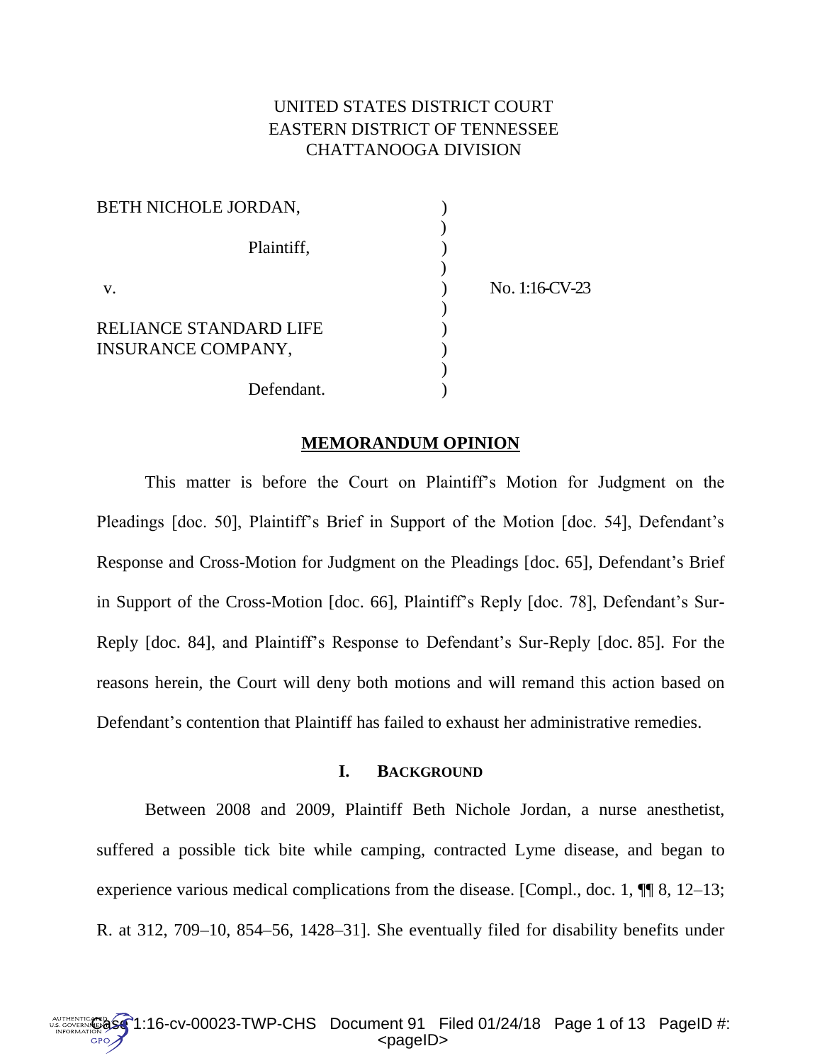UNITED STATES DISTRICT COURT
EASTERN DISTRICT OF TENNESSEE
CHATTANOOGA DIVISION

| | | |
|---|---|---|
| BETH NICHOLE JORDAN, | ) | |
| Plaintiff, | ) | |
| v. | ) | No. 1:16-CV-23 |
| RELIANCE STANDARD LIFE INSURANCE COMPANY, | ) | |
| Defendant. | ) | |

## MEMORANDUM OPINION

This matter is before the Court on Plaintiff's Motion for Judgment on the Pleadings [doc. 50], Plaintiff's Brief in Support of the Motion [doc. 54], Defendant's Response and Cross-Motion for Judgment on the Pleadings [doc. 65], Defendant's Brief in Support of the Cross-Motion [doc. 66], Plaintiff's Reply [doc. 78], Defendant's Sur-Reply [doc. 84], and Plaintiff's Response to Defendant's Sur-Reply [doc. 85]. For the reasons herein, the Court will deny both motions and will remand this action based on Defendant's contention that Plaintiff has failed to exhaust her administrative remedies.

### I. BACKGROUND

Between 2008 and 2009, Plaintiff Beth Nichole Jordan, a nurse anesthetist, suffered a possible tick bite while camping, contracted Lyme disease, and began to experience various medical complications from the disease. [Compl., doc. 1, ¶¶ 8, 12–13; R. at 312, 709–10, 854–56, 1428–31]. She eventually filed for disability benefits under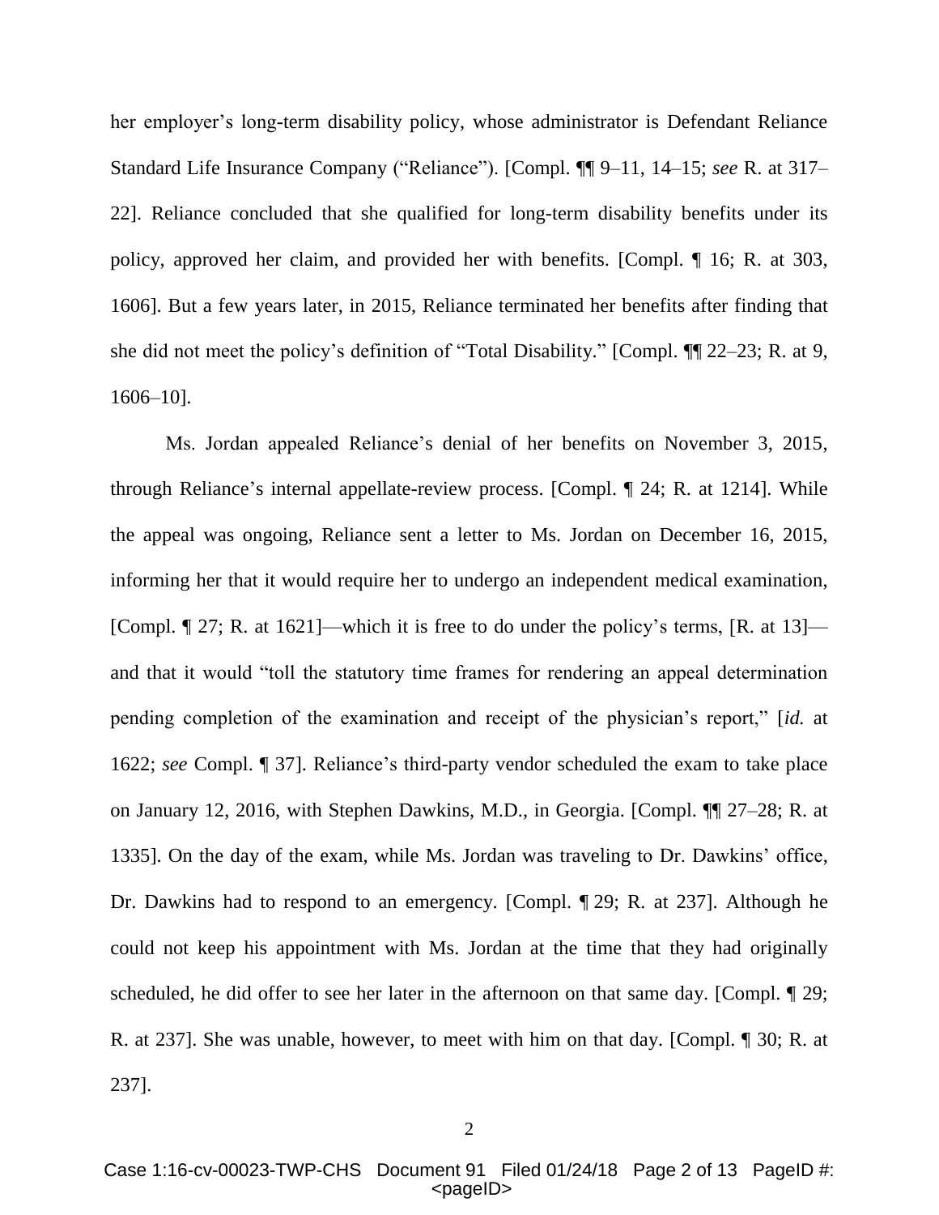her employer's long-term disability policy, whose administrator is Defendant Reliance Standard Life Insurance Company ("Reliance"). [Compl. ¶¶ 9–11, 14–15; *see* R. at 317–22]. Reliance concluded that she qualified for long-term disability benefits under its policy, approved her claim, and provided her with benefits. [Compl. ¶ 16; R. at 303, 1606]. But a few years later, in 2015, Reliance terminated her benefits after finding that she did not meet the policy's definition of "Total Disability." [Compl. ¶¶ 22–23; R. at 9, 1606–10].

Ms. Jordan appealed Reliance's denial of her benefits on November 3, 2015, through Reliance's internal appellate-review process. [Compl. ¶ 24; R. at 1214]. While the appeal was ongoing, Reliance sent a letter to Ms. Jordan on December 16, 2015, informing her that it would require her to undergo an independent medical examination, [Compl. ¶ 27; R. at 1621]—which it is free to do under the policy's terms, [R. at 13]—and that it would "toll the statutory time frames for rendering an appeal determination pending completion of the examination and receipt of the physician's report," [*id.* at 1622; *see* Compl. ¶ 37]. Reliance's third-party vendor scheduled the exam to take place on January 12, 2016, with Stephen Dawkins, M.D., in Georgia. [Compl. ¶¶ 27–28; R. at 1335]. On the day of the exam, while Ms. Jordan was traveling to Dr. Dawkins' office, Dr. Dawkins had to respond to an emergency. [Compl. ¶ 29; R. at 237]. Although he could not keep his appointment with Ms. Jordan at the time that they had originally scheduled, he did offer to see her later in the afternoon on that same day. [Compl. ¶ 29; R. at 237]. She was unable, however, to meet with him on that day. [Compl. ¶ 30; R. at 237].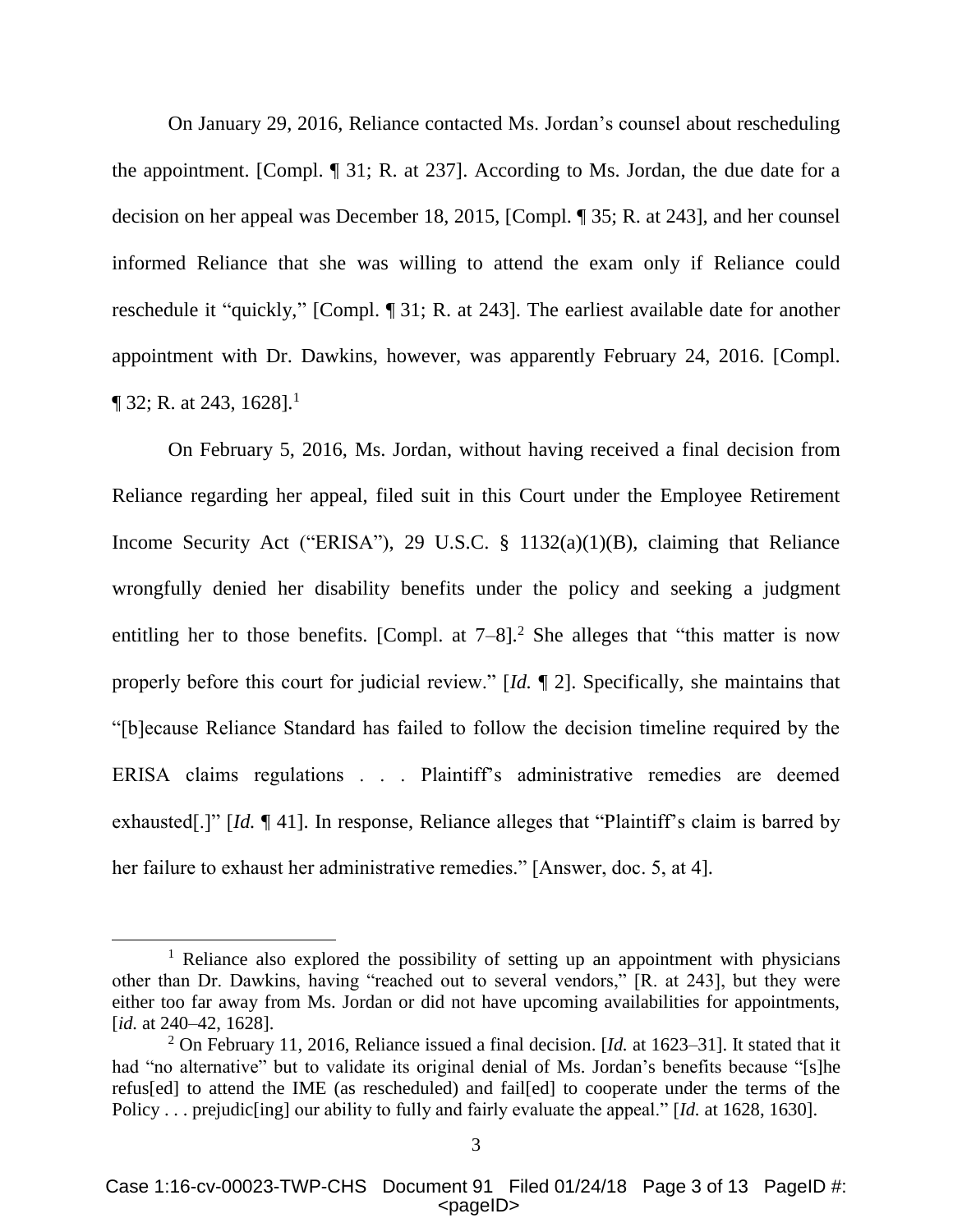On January 29, 2016, Reliance contacted Ms. Jordan's counsel about rescheduling the appointment. [Compl. ¶ 31; R. at 237]. According to Ms. Jordan, the due date for a decision on her appeal was December 18, 2015, [Compl. ¶ 35; R. at 243], and her counsel informed Reliance that she was willing to attend the exam only if Reliance could reschedule it "quickly," [Compl. ¶ 31; R. at 243]. The earliest available date for another appointment with Dr. Dawkins, however, was apparently February 24, 2016. [Compl. ¶ 32; R. at 243, 1628].[1]

On February 5, 2016, Ms. Jordan, without having received a final decision from Reliance regarding her appeal, filed suit in this Court under the Employee Retirement Income Security Act ("ERISA"), 29 U.S.C. § 1132(a)(1)(B), claiming that Reliance wrongfully denied her disability benefits under the policy and seeking a judgment entitling her to those benefits. [Compl. at 7–8].[2] She alleges that "this matter is now properly before this court for judicial review." [*Id.* ¶ 2]. Specifically, she maintains that "[b]ecause Reliance Standard has failed to follow the decision timeline required by the ERISA claims regulations . . . Plaintiff's administrative remedies are deemed exhausted[.]" [*Id.* ¶ 41]. In response, Reliance alleges that "Plaintiff's claim is barred by her failure to exhaust her administrative remedies." [Answer, doc. 5, at 4].

[1] Reliance also explored the possibility of setting up an appointment with physicians other than Dr. Dawkins, having "reached out to several vendors," [R. at 243], but they were either too far away from Ms. Jordan or did not have upcoming availabilities for appointments, [*id.* at 240–42, 1628].

[2] On February 11, 2016, Reliance issued a final decision. [*Id.* at 1623–31]. It stated that it had "no alternative" but to validate its original denial of Ms. Jordan's benefits because "[s]he refus[ed] to attend the IME (as rescheduled) and fail[ed] to cooperate under the terms of the Policy . . . prejudic[ing] our ability to fully and fairly evaluate the appeal." [*Id.* at 1628, 1630].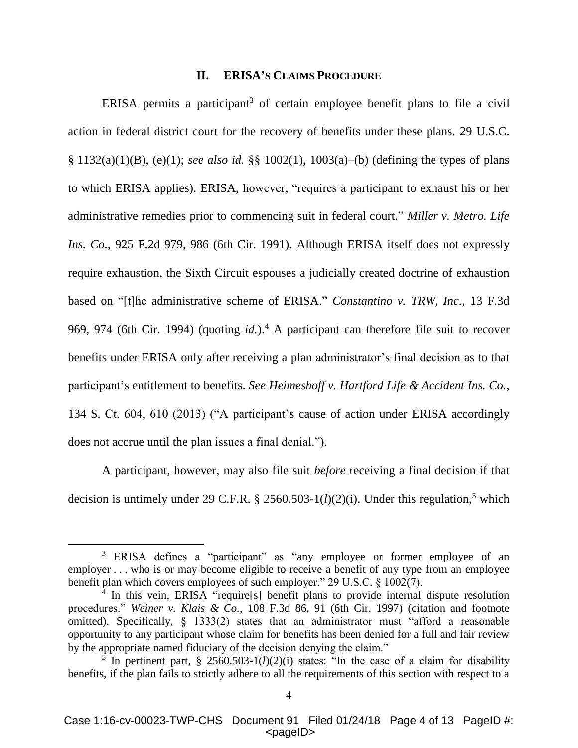## II. ERISA'S CLAIMS PROCEDURE

ERISA permits a participant[3] of certain employee benefit plans to file a civil action in federal district court for the recovery of benefits under these plans. 29 U.S.C. § 1132(a)(1)(B), (e)(1); *see also id.* §§ 1002(1), 1003(a)–(b) (defining the types of plans to which ERISA applies). ERISA, however, "requires a participant to exhaust his or her administrative remedies prior to commencing suit in federal court." *Miller v. Metro. Life Ins. Co.*, 925 F.2d 979, 986 (6th Cir. 1991). Although ERISA itself does not expressly require exhaustion, the Sixth Circuit espouses a judicially created doctrine of exhaustion based on "[t]he administrative scheme of ERISA." *Constantino v. TRW, Inc.*, 13 F.3d 969, 974 (6th Cir. 1994) (quoting *id.*).[4] A participant can therefore file suit to recover benefits under ERISA only after receiving a plan administrator's final decision as to that participant's entitlement to benefits. *See Heimeshoff v. Hartford Life & Accident Ins. Co.*, 134 S. Ct. 604, 610 (2013) ("A participant's cause of action under ERISA accordingly does not accrue until the plan issues a final denial.").

A participant, however, may also file suit *before* receiving a final decision if that decision is untimely under 29 C.F.R. § 2560.503-1(*l*)(2)(i). Under this regulation,[5] which

---

[3] ERISA defines a "participant" as "any employee or former employee of an employer . . . who is or may become eligible to receive a benefit of any type from an employee benefit plan which covers employees of such employer." 29 U.S.C. § 1002(7).

[4] In this vein, ERISA "require[s] benefit plans to provide internal dispute resolution procedures." *Weiner v. Klais & Co.*, 108 F.3d 86, 91 (6th Cir. 1997) (citation and footnote omitted). Specifically, § 1333(2) states that an administrator must "afford a reasonable opportunity to any participant whose claim for benefits has been denied for a full and fair review by the appropriate named fiduciary of the decision denying the claim."

[5] In pertinent part, § 2560.503-1(*l*)(2)(i) states: "In the case of a claim for disability benefits, if the plan fails to strictly adhere to all the requirements of this section with respect to a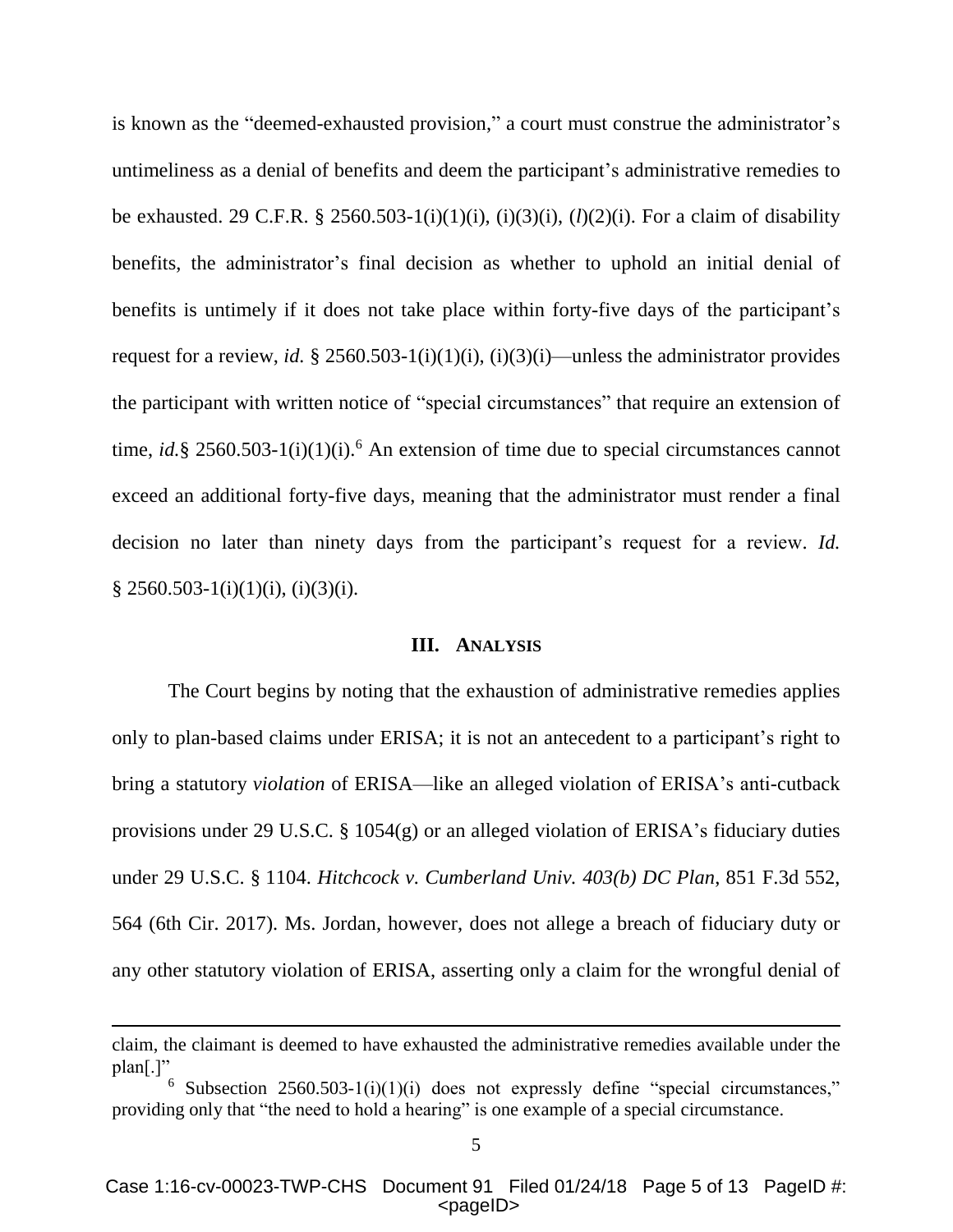is known as the "deemed-exhausted provision," a court must construe the administrator's untimeliness as a denial of benefits and deem the participant's administrative remedies to be exhausted. 29 C.F.R. § 2560.503-1(i)(1)(i), (i)(3)(i), (*l*)(2)(i). For a claim of disability benefits, the administrator's final decision as whether to uphold an initial denial of benefits is untimely if it does not take place within forty-five days of the participant's request for a review, *id.* § 2560.503-1(i)(1)(i), (i)(3)(i)—unless the administrator provides the participant with written notice of "special circumstances" that require an extension of time, *id.*§ 2560.503-1(i)(1)(i).[6] An extension of time due to special circumstances cannot exceed an additional forty-five days, meaning that the administrator must render a final decision no later than ninety days from the participant's request for a review. *Id.* § 2560.503-1(i)(1)(i), (i)(3)(i).

## III. ANALYSIS

The Court begins by noting that the exhaustion of administrative remedies applies only to plan-based claims under ERISA; it is not an antecedent to a participant's right to bring a statutory *violation* of ERISA—like an alleged violation of ERISA's anti-cutback provisions under 29 U.S.C. § 1054(g) or an alleged violation of ERISA's fiduciary duties under 29 U.S.C. § 1104. *Hitchcock v. Cumberland Univ. 403(b) DC Plan*, 851 F.3d 552, 564 (6th Cir. 2017). Ms. Jordan, however, does not allege a breach of fiduciary duty or any other statutory violation of ERISA, asserting only a claim for the wrongful denial of

---

claim, the claimant is deemed to have exhausted the administrative remedies available under the plan[.]"

[6] Subsection 2560.503-1(i)(1)(i) does not expressly define "special circumstances," providing only that "the need to hold a hearing" is one example of a special circumstance.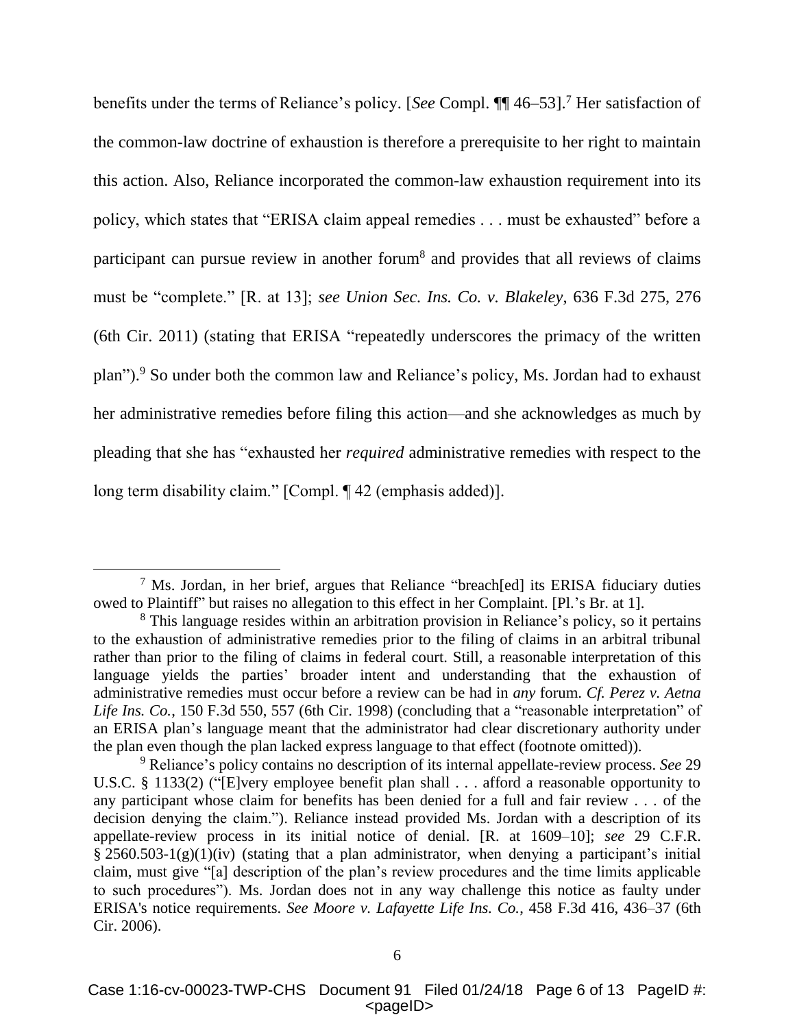benefits under the terms of Reliance's policy. [*See* Compl. ¶¶ 46–53].[7] Her satisfaction of the common-law doctrine of exhaustion is therefore a prerequisite to her right to maintain this action. Also, Reliance incorporated the common-law exhaustion requirement into its policy, which states that "ERISA claim appeal remedies . . . must be exhausted" before a participant can pursue review in another forum[8] and provides that all reviews of claims must be "complete." [R. at 13]; *see Union Sec. Ins. Co. v. Blakeley*, 636 F.3d 275, 276 (6th Cir. 2011) (stating that ERISA "repeatedly underscores the primacy of the written plan").[9] So under both the common law and Reliance's policy, Ms. Jordan had to exhaust her administrative remedies before filing this action—and she acknowledges as much by pleading that she has "exhausted her *required* administrative remedies with respect to the long term disability claim." [Compl. ¶ 42 (emphasis added)].

---

[7] Ms. Jordan, in her brief, argues that Reliance "breach[ed] its ERISA fiduciary duties owed to Plaintiff" but raises no allegation to this effect in her Complaint. [Pl.'s Br. at 1].

[8] This language resides within an arbitration provision in Reliance's policy, so it pertains to the exhaustion of administrative remedies prior to the filing of claims in an arbitral tribunal rather than prior to the filing of claims in federal court. Still, a reasonable interpretation of this language yields the parties' broader intent and understanding that the exhaustion of administrative remedies must occur before a review can be had in *any* forum. *Cf. Perez v. Aetna Life Ins. Co.*, 150 F.3d 550, 557 (6th Cir. 1998) (concluding that a "reasonable interpretation" of an ERISA plan's language meant that the administrator had clear discretionary authority under the plan even though the plan lacked express language to that effect (footnote omitted)).

[9] Reliance's policy contains no description of its internal appellate-review process. *See* 29 U.S.C. § 1133(2) ("[E]very employee benefit plan shall . . . afford a reasonable opportunity to any participant whose claim for benefits has been denied for a full and fair review . . . of the decision denying the claim."). Reliance instead provided Ms. Jordan with a description of its appellate-review process in its initial notice of denial. [R. at 1609–10]; *see* 29 C.F.R. § 2560.503-1(g)(1)(iv) (stating that a plan administrator, when denying a participant's initial claim, must give "[a] description of the plan's review procedures and the time limits applicable to such procedures"). Ms. Jordan does not in any way challenge this notice as faulty under ERISA's notice requirements. *See Moore v. Lafayette Life Ins. Co.*, 458 F.3d 416, 436–37 (6th Cir. 2006).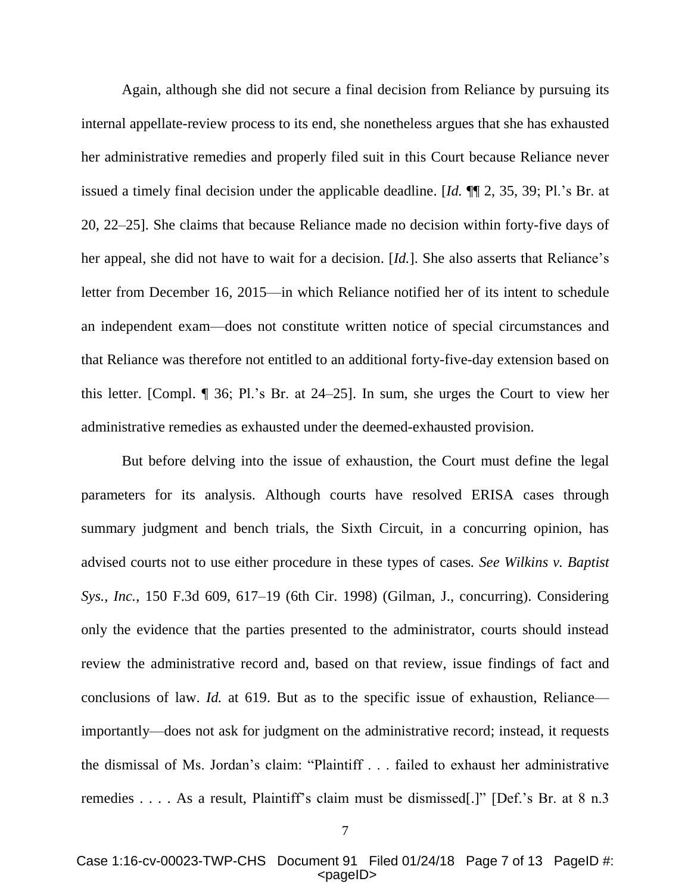Again, although she did not secure a final decision from Reliance by pursuing its internal appellate-review process to its end, she nonetheless argues that she has exhausted her administrative remedies and properly filed suit in this Court because Reliance never issued a timely final decision under the applicable deadline. [*Id.* ¶¶ 2, 35, 39; Pl.'s Br. at 20, 22–25]. She claims that because Reliance made no decision within forty-five days of her appeal, she did not have to wait for a decision. [*Id.*]. She also asserts that Reliance's letter from December 16, 2015—in which Reliance notified her of its intent to schedule an independent exam—does not constitute written notice of special circumstances and that Reliance was therefore not entitled to an additional forty-five-day extension based on this letter. [Compl. ¶ 36; Pl.'s Br. at 24–25]. In sum, she urges the Court to view her administrative remedies as exhausted under the deemed-exhausted provision.

But before delving into the issue of exhaustion, the Court must define the legal parameters for its analysis. Although courts have resolved ERISA cases through summary judgment and bench trials, the Sixth Circuit, in a concurring opinion, has advised courts not to use either procedure in these types of cases. *See Wilkins v. Baptist Sys., Inc.*, 150 F.3d 609, 617–19 (6th Cir. 1998) (Gilman, J., concurring). Considering only the evidence that the parties presented to the administrator, courts should instead review the administrative record and, based on that review, issue findings of fact and conclusions of law. *Id.* at 619. But as to the specific issue of exhaustion, Reliance—importantly—does not ask for judgment on the administrative record; instead, it requests the dismissal of Ms. Jordan's claim: "Plaintiff . . . failed to exhaust her administrative remedies . . . . As a result, Plaintiff's claim must be dismissed[.]" [Def.'s Br. at 8 n.3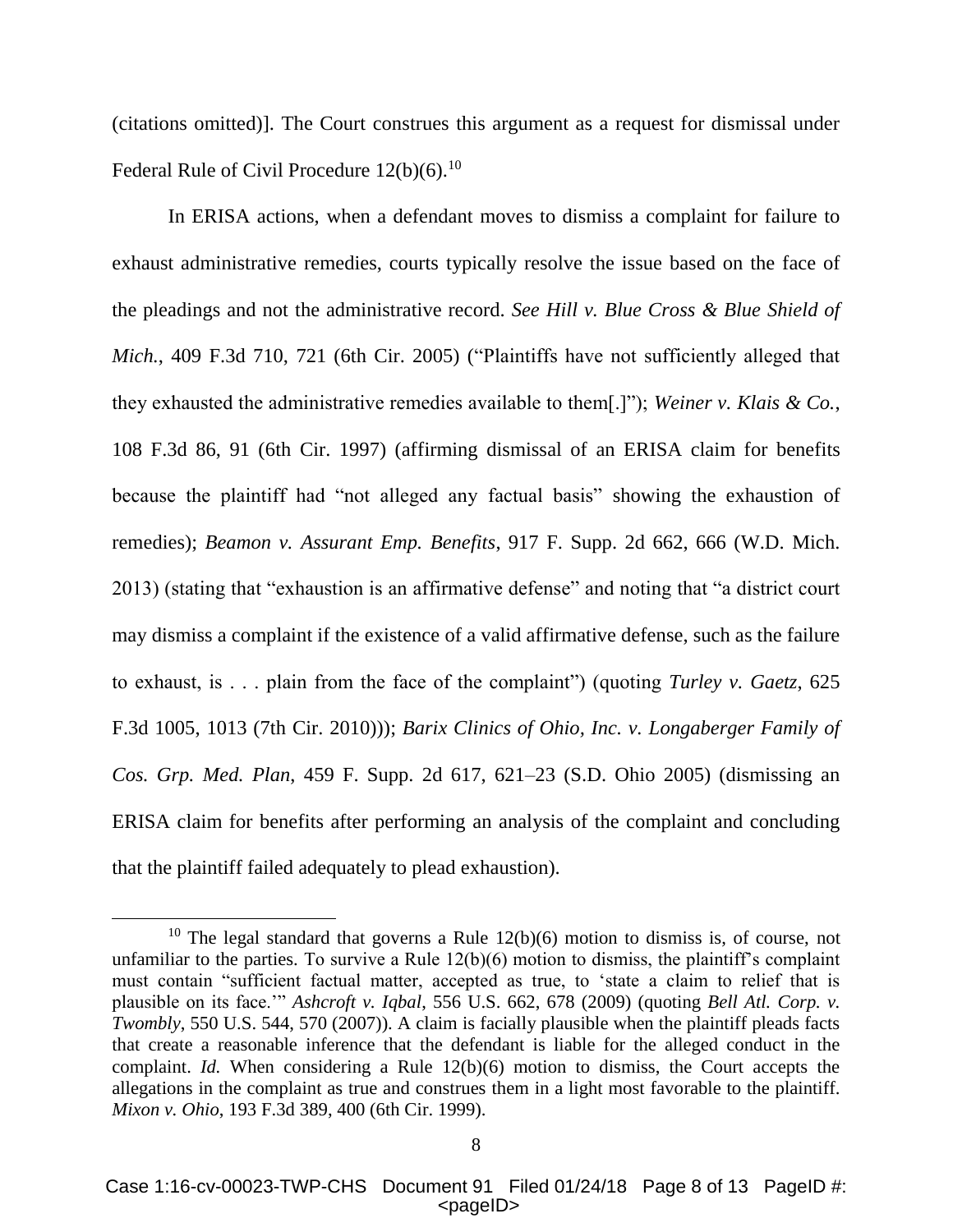(citations omitted)]. The Court construes this argument as a request for dismissal under Federal Rule of Civil Procedure 12(b)(6).[10]

In ERISA actions, when a defendant moves to dismiss a complaint for failure to exhaust administrative remedies, courts typically resolve the issue based on the face of the pleadings and not the administrative record. *See Hill v. Blue Cross & Blue Shield of Mich.*, 409 F.3d 710, 721 (6th Cir. 2005) ("Plaintiffs have not sufficiently alleged that they exhausted the administrative remedies available to them[.]"); *Weiner v. Klais & Co.*, 108 F.3d 86, 91 (6th Cir. 1997) (affirming dismissal of an ERISA claim for benefits because the plaintiff had "not alleged any factual basis" showing the exhaustion of remedies); *Beamon v. Assurant Emp. Benefits*, 917 F. Supp. 2d 662, 666 (W.D. Mich. 2013) (stating that "exhaustion is an affirmative defense" and noting that "a district court may dismiss a complaint if the existence of a valid affirmative defense, such as the failure to exhaust, is . . . plain from the face of the complaint") (quoting *Turley v. Gaetz*, 625 F.3d 1005, 1013 (7th Cir. 2010))); *Barix Clinics of Ohio, Inc. v. Longaberger Family of Cos. Grp. Med. Plan*, 459 F. Supp. 2d 617, 621–23 (S.D. Ohio 2005) (dismissing an ERISA claim for benefits after performing an analysis of the complaint and concluding that the plaintiff failed adequately to plead exhaustion).

---

[10] The legal standard that governs a Rule 12(b)(6) motion to dismiss is, of course, not unfamiliar to the parties. To survive a Rule 12(b)(6) motion to dismiss, the plaintiff's complaint must contain "sufficient factual matter, accepted as true, to 'state a claim to relief that is plausible on its face.'" *Ashcroft v. Iqbal*, 556 U.S. 662, 678 (2009) (quoting *Bell Atl. Corp. v. Twombly*, 550 U.S. 544, 570 (2007)). A claim is facially plausible when the plaintiff pleads facts that create a reasonable inference that the defendant is liable for the alleged conduct in the complaint. *Id.* When considering a Rule 12(b)(6) motion to dismiss, the Court accepts the allegations in the complaint as true and construes them in a light most favorable to the plaintiff. *Mixon v. Ohio*, 193 F.3d 389, 400 (6th Cir. 1999).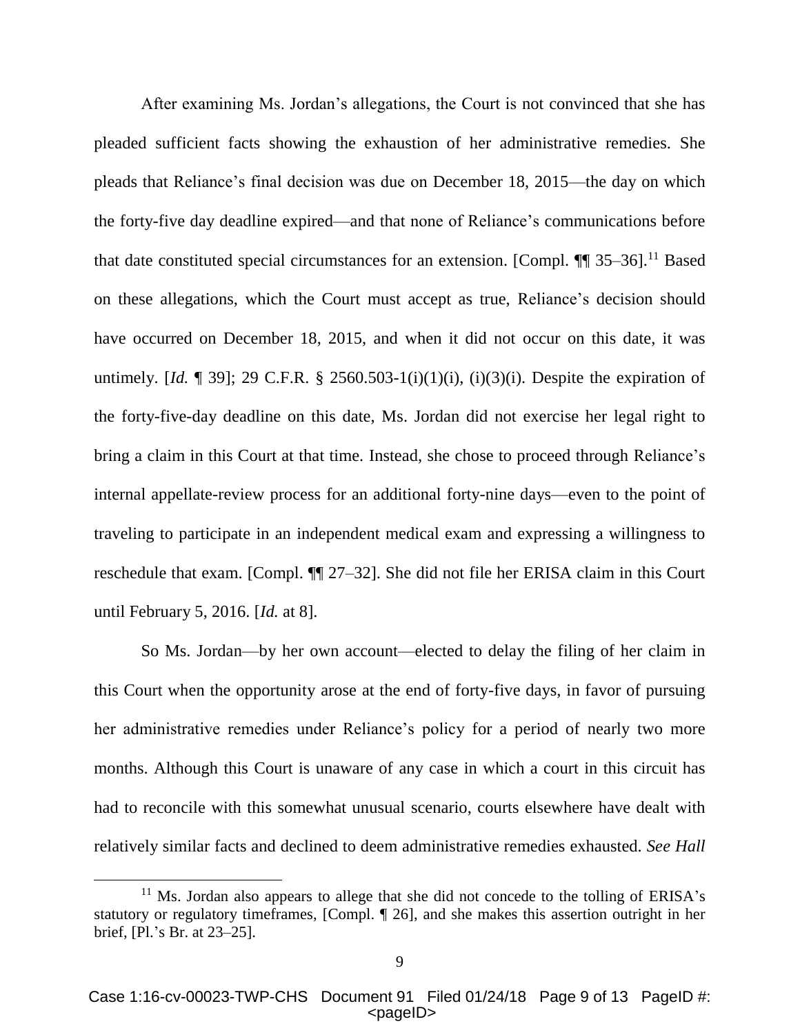After examining Ms. Jordan's allegations, the Court is not convinced that she has pleaded sufficient facts showing the exhaustion of her administrative remedies. She pleads that Reliance's final decision was due on December 18, 2015—the day on which the forty-five day deadline expired—and that none of Reliance's communications before that date constituted special circumstances for an extension. [Compl. ¶¶ 35–36].[11] Based on these allegations, which the Court must accept as true, Reliance's decision should have occurred on December 18, 2015, and when it did not occur on this date, it was untimely. [*Id.* ¶ 39]; 29 C.F.R. § 2560.503-1(i)(1)(i), (i)(3)(i). Despite the expiration of the forty-five-day deadline on this date, Ms. Jordan did not exercise her legal right to bring a claim in this Court at that time. Instead, she chose to proceed through Reliance's internal appellate-review process for an additional forty-nine days—even to the point of traveling to participate in an independent medical exam and expressing a willingness to reschedule that exam. [Compl. ¶¶ 27–32]. She did not file her ERISA claim in this Court until February 5, 2016. [*Id.* at 8].

So Ms. Jordan—by her own account—elected to delay the filing of her claim in this Court when the opportunity arose at the end of forty-five days, in favor of pursuing her administrative remedies under Reliance's policy for a period of nearly two more months. Although this Court is unaware of any case in which a court in this circuit has had to reconcile with this somewhat unusual scenario, courts elsewhere have dealt with relatively similar facts and declined to deem administrative remedies exhausted. *See Hall*

[11] Ms. Jordan also appears to allege that she did not concede to the tolling of ERISA's statutory or regulatory timeframes, [Compl. ¶ 26], and she makes this assertion outright in her brief, [Pl.'s Br. at 23–25].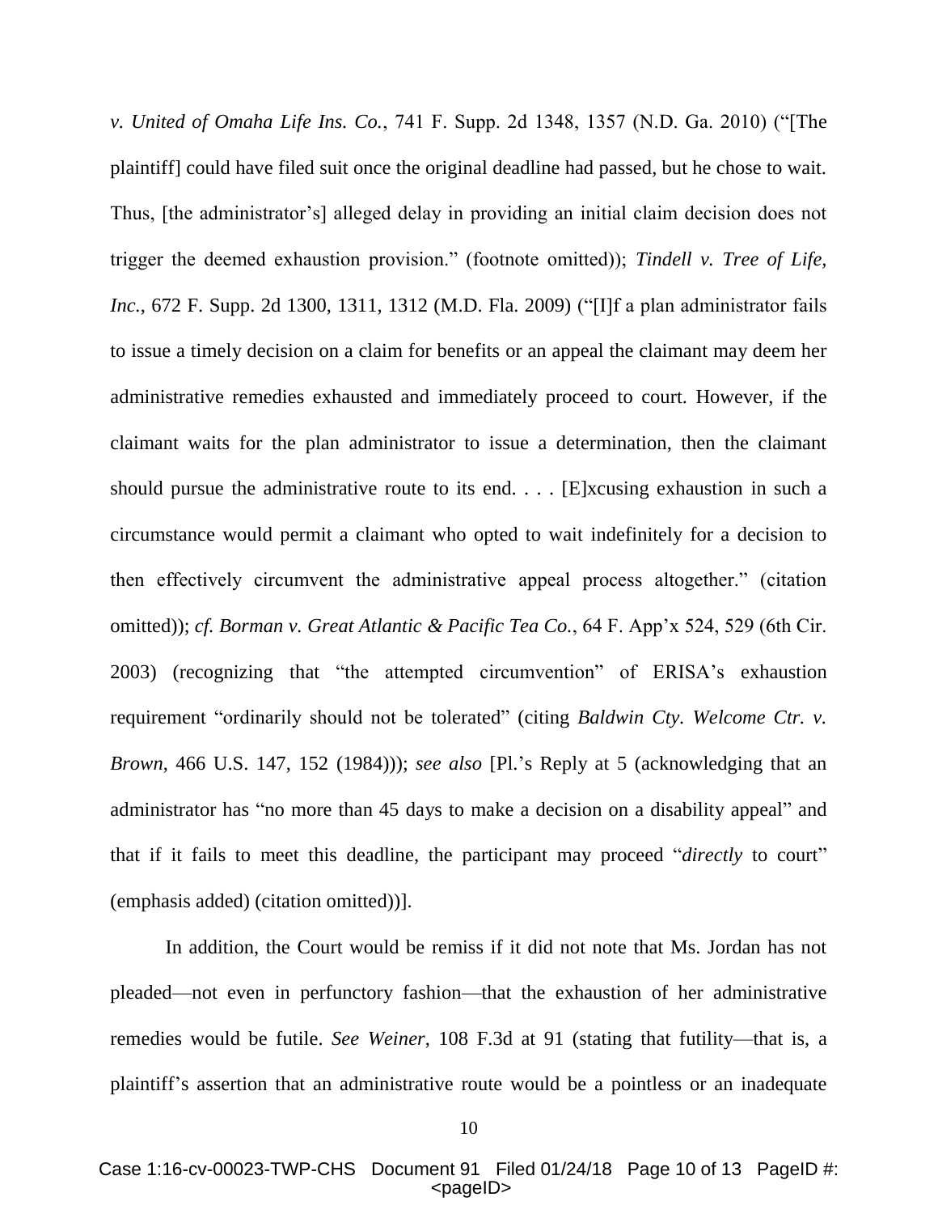*v. United of Omaha Life Ins. Co.*, 741 F. Supp. 2d 1348, 1357 (N.D. Ga. 2010) ("[The plaintiff] could have filed suit once the original deadline had passed, but he chose to wait. Thus, [the administrator's] alleged delay in providing an initial claim decision does not trigger the deemed exhaustion provision." (footnote omitted)); *Tindell v. Tree of Life, Inc.*, 672 F. Supp. 2d 1300, 1311, 1312 (M.D. Fla. 2009) ("[I]f a plan administrator fails to issue a timely decision on a claim for benefits or an appeal the claimant may deem her administrative remedies exhausted and immediately proceed to court. However, if the claimant waits for the plan administrator to issue a determination, then the claimant should pursue the administrative route to its end. . . . [E]xcusing exhaustion in such a circumstance would permit a claimant who opted to wait indefinitely for a decision to then effectively circumvent the administrative appeal process altogether." (citation omitted)); *cf. Borman v. Great Atlantic & Pacific Tea Co.*, 64 F. App'x 524, 529 (6th Cir. 2003) (recognizing that "the attempted circumvention" of ERISA's exhaustion requirement "ordinarily should not be tolerated" (citing *Baldwin Cty. Welcome Ctr. v. Brown*, 466 U.S. 147, 152 (1984))); *see also* [Pl.'s Reply at 5 (acknowledging that an administrator has "no more than 45 days to make a decision on a disability appeal" and that if it fails to meet this deadline, the participant may proceed "*directly* to court" (emphasis added) (citation omitted))].

In addition, the Court would be remiss if it did not note that Ms. Jordan has not pleaded—not even in perfunctory fashion—that the exhaustion of her administrative remedies would be futile. *See Weiner*, 108 F.3d at 91 (stating that futility—that is, a plaintiff's assertion that an administrative route would be a pointless or an inadequate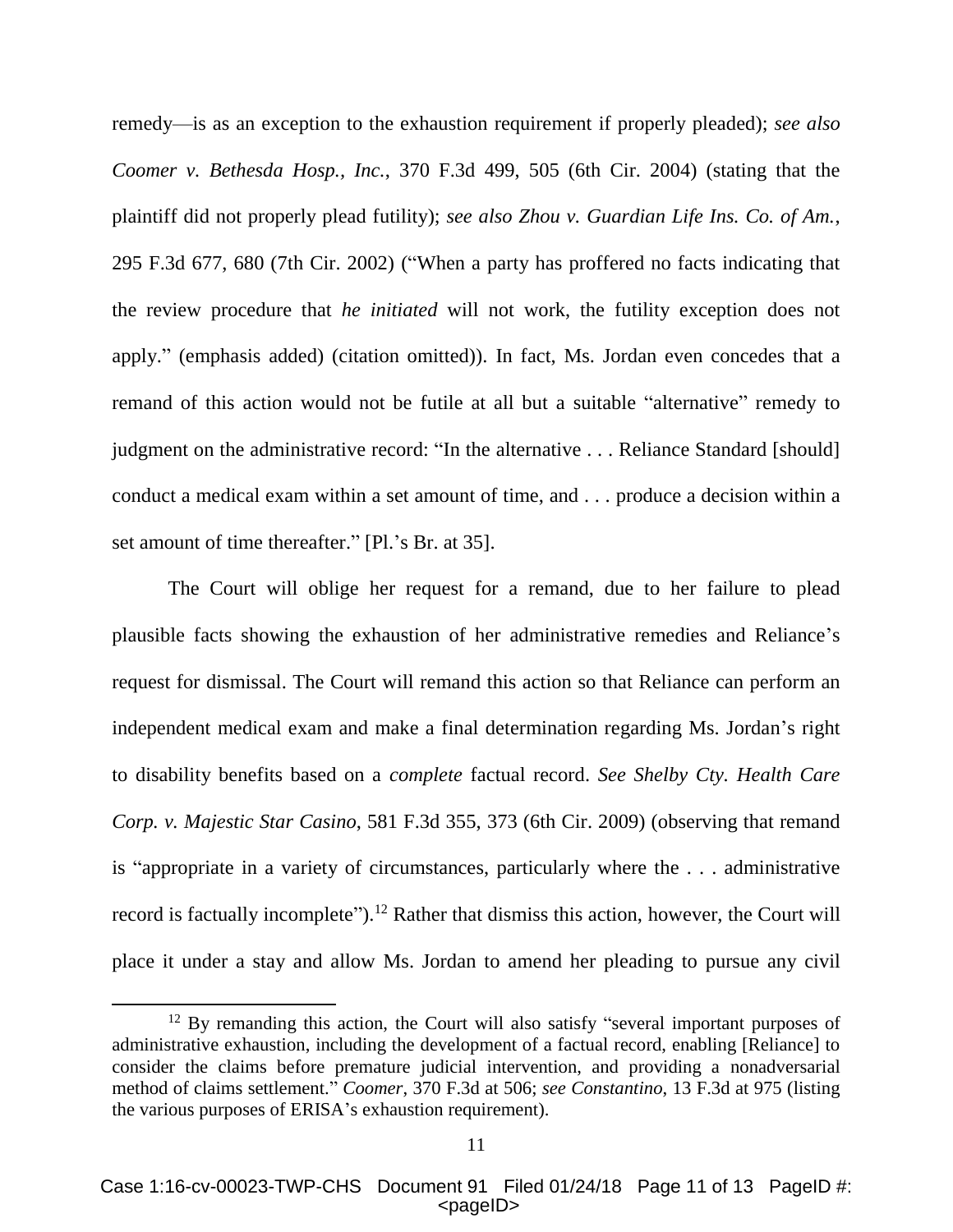remedy—is as an exception to the exhaustion requirement if properly pleaded); *see also Coomer v. Bethesda Hosp., Inc.*, 370 F.3d 499, 505 (6th Cir. 2004) (stating that the plaintiff did not properly plead futility); *see also Zhou v. Guardian Life Ins. Co. of Am.*, 295 F.3d 677, 680 (7th Cir. 2002) ("When a party has proffered no facts indicating that the review procedure that *he initiated* will not work, the futility exception does not apply." (emphasis added) (citation omitted)). In fact, Ms. Jordan even concedes that a remand of this action would not be futile at all but a suitable "alternative" remedy to judgment on the administrative record: "In the alternative . . . Reliance Standard [should] conduct a medical exam within a set amount of time, and . . . produce a decision within a set amount of time thereafter." [Pl.'s Br. at 35].

The Court will oblige her request for a remand, due to her failure to plead plausible facts showing the exhaustion of her administrative remedies and Reliance's request for dismissal. The Court will remand this action so that Reliance can perform an independent medical exam and make a final determination regarding Ms. Jordan's right to disability benefits based on a *complete* factual record. *See Shelby Cty. Health Care Corp. v. Majestic Star Casino*, 581 F.3d 355, 373 (6th Cir. 2009) (observing that remand is "appropriate in a variety of circumstances, particularly where the . . . administrative record is factually incomplete").[12] Rather that dismiss this action, however, the Court will place it under a stay and allow Ms. Jordan to amend her pleading to pursue any civil

[12] By remanding this action, the Court will also satisfy "several important purposes of administrative exhaustion, including the development of a factual record, enabling [Reliance] to consider the claims before premature judicial intervention, and providing a nonadversarial method of claims settlement." *Coomer*, 370 F.3d at 506; *see Constantino*, 13 F.3d at 975 (listing the various purposes of ERISA's exhaustion requirement).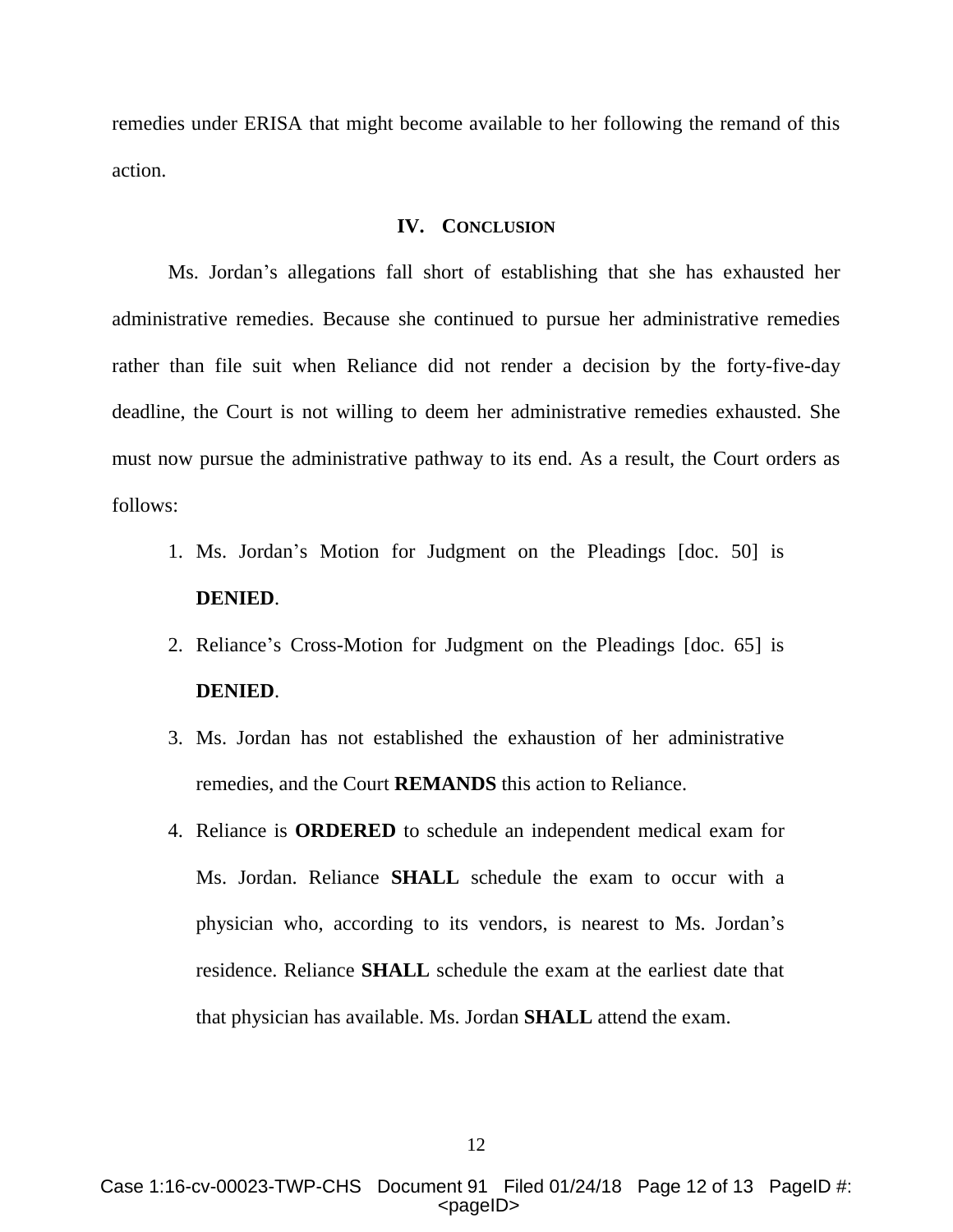remedies under ERISA that might become available to her following the remand of this action.

## IV. CONCLUSION

Ms. Jordan's allegations fall short of establishing that she has exhausted her administrative remedies. Because she continued to pursue her administrative remedies rather than file suit when Reliance did not render a decision by the forty-five-day deadline, the Court is not willing to deem her administrative remedies exhausted. She must now pursue the administrative pathway to its end. As a result, the Court orders as follows:

1. Ms. Jordan's Motion for Judgment on the Pleadings [doc. 50] is **DENIED**.
2. Reliance's Cross-Motion for Judgment on the Pleadings [doc. 65] is **DENIED**.
3. Ms. Jordan has not established the exhaustion of her administrative remedies, and the Court **REMANDS** this action to Reliance.
4. Reliance is **ORDERED** to schedule an independent medical exam for Ms. Jordan. Reliance **SHALL** schedule the exam to occur with a physician who, according to its vendors, is nearest to Ms. Jordan's residence. Reliance **SHALL** schedule the exam at the earliest date that that physician has available. Ms. Jordan **SHALL** attend the exam.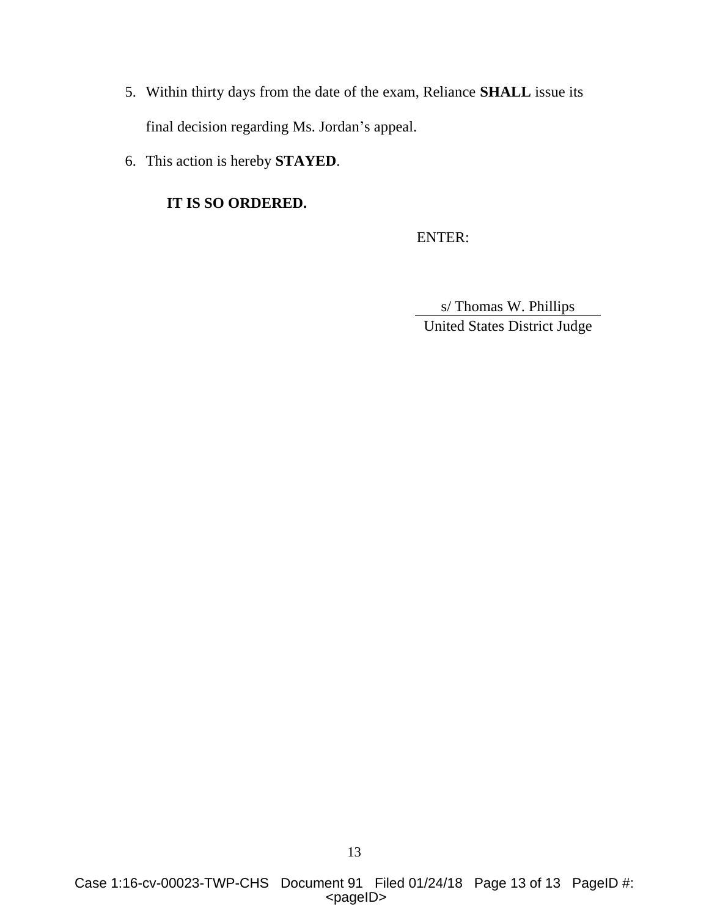5. Within thirty days from the date of the exam, Reliance **SHALL** issue its final decision regarding Ms. Jordan's appeal.
6. This action is hereby **STAYED**.

**IT IS SO ORDERED.**

ENTER:

s/ Thomas W. Phillips
United States District Judge